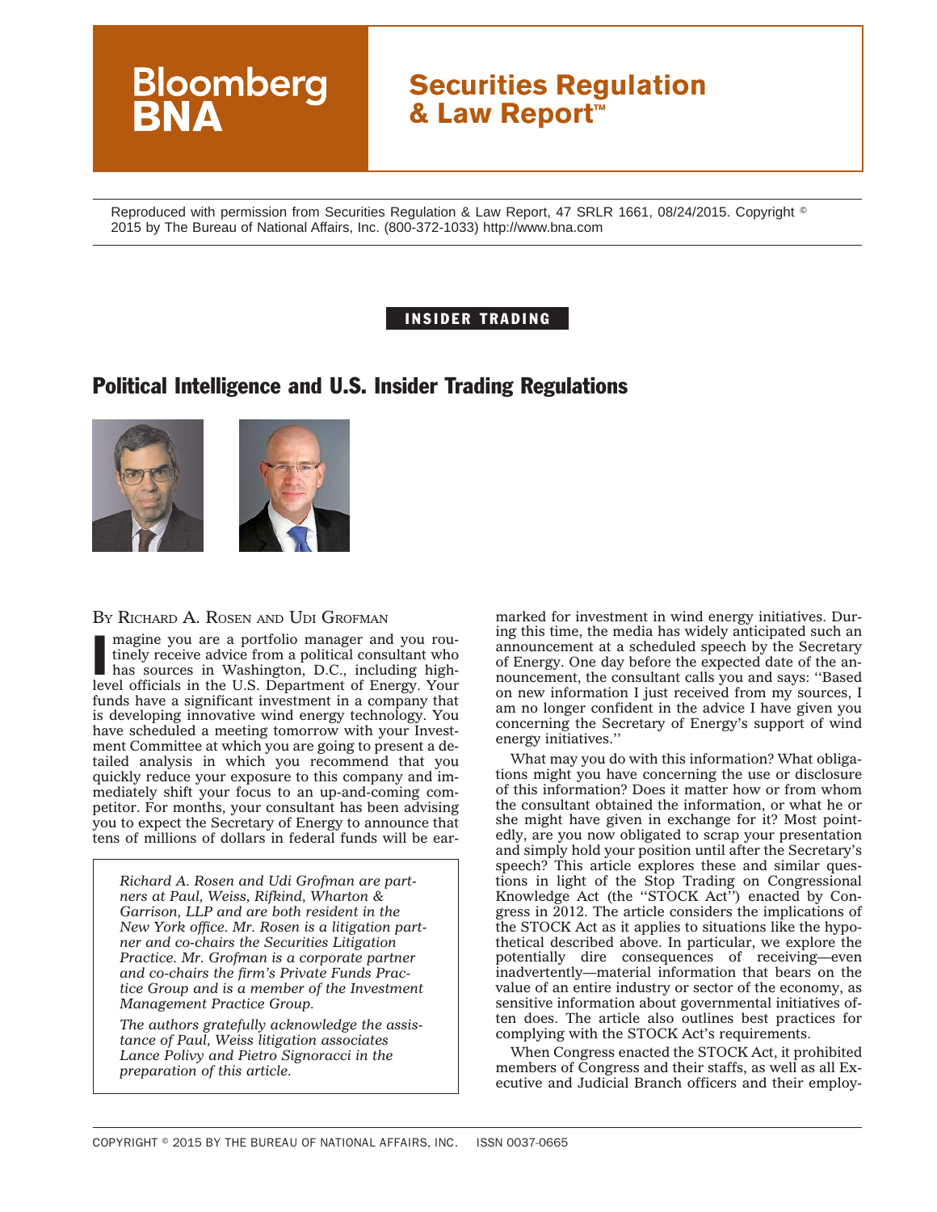Bloomberg BNA

**Securities Regulation & Law Report™**

Reproduced with permission from Securities Regulation & Law Report, 47 SRLR 1661, 08/24/2015. Copyright © 2015 by The Bureau of National Affairs, Inc. (800-372-1033) http://www.bna.com

**INSIDER TRADING**

# Political Intelligence and U.S. Insider Trading Regulations

BY RICHARD A. ROSEN AND UDI GROFMAN

Imagine you are a portfolio manager and you routinely receive advice from a political consultant who has sources in Washington, D.C., including high-level officials in the U.S. Department of Energy. Your funds have a significant investment in a company that is developing innovative wind energy technology. You have scheduled a meeting tomorrow with your Investment Committee at which you are going to present a detailed analysis in which you recommend that you quickly reduce your exposure to this company and immediately shift your focus to an up-and-coming competitor. For months, your consultant has been advising you to expect the Secretary of Energy to announce that tens of millions of dollars in federal funds will be earmarked for investment in wind energy initiatives. During this time, the media has widely anticipated such an announcement at a scheduled speech by the Secretary of Energy. One day before the expected date of the announcement, the consultant calls you and says: ''Based on new information I just received from my sources, I am no longer confident in the advice I have given you concerning the Secretary of Energy's support of wind energy initiatives.''

*Richard A. Rosen and Udi Grofman are partners at Paul, Weiss, Rifkind, Wharton & Garrison, LLP and are both resident in the New York office. Mr. Rosen is a litigation partner and co-chairs the Securities Litigation Practice. Mr. Grofman is a corporate partner and co-chairs the firm's Private Funds Practice Group and is a member of the Investment Management Practice Group.*

*The authors gratefully acknowledge the assistance of Paul, Weiss litigation associates Lance Polivy and Pietro Signoracci in the preparation of this article.*

What may you do with this information? What obligations might you have concerning the use or disclosure of this information? Does it matter how or from whom the consultant obtained the information, or what he or she might have given in exchange for it? Most pointedly, are you now obligated to scrap your presentation and simply hold your position until after the Secretary's speech? This article explores these and similar questions in light of the Stop Trading on Congressional Knowledge Act (the ''STOCK Act'') enacted by Congress in 2012. The article considers the implications of the STOCK Act as it applies to situations like the hypothetical described above. In particular, we explore the potentially dire consequences of receiving—even inadvertently—material information that bears on the value of an entire industry or sector of the economy, as sensitive information about governmental initiatives often does. The article also outlines best practices for complying with the STOCK Act's requirements.

When Congress enacted the STOCK Act, it prohibited members of Congress and their staffs, as well as all Executive and Judicial Branch officers and their employ-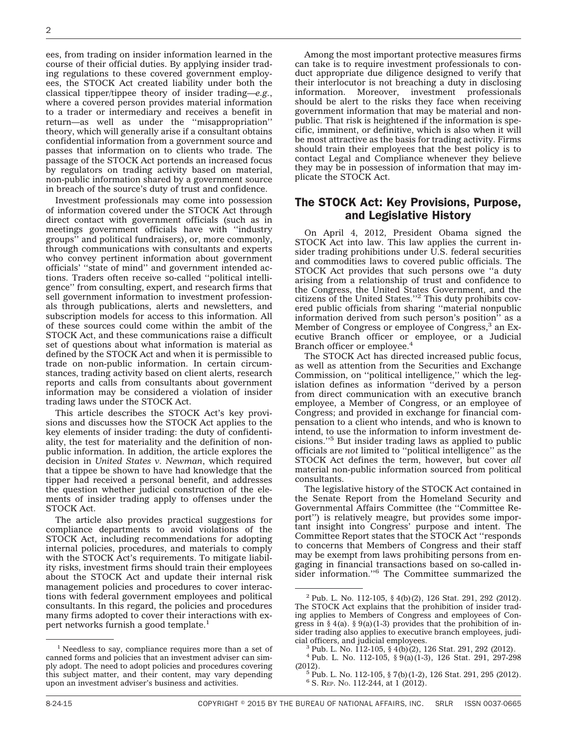ees, from trading on insider information learned in the course of their official duties. By applying insider trading regulations to these covered government employees, the STOCK Act created liability under both the classical tipper/tippee theory of insider trading—*e.g.*, where a covered person provides material information to a trader or intermediary and receives a benefit in return—as well as under the ''misappropriation'' theory, which will generally arise if a consultant obtains confidential information from a government source and passes that information on to clients who trade. The passage of the STOCK Act portends an increased focus by regulators on trading activity based on material, non-public information shared by a government source in breach of the source's duty of trust and confidence.

Investment professionals may come into possession of information covered under the STOCK Act through direct contact with government officials (such as in meetings government officials have with ''industry groups'' and political fundraisers), or, more commonly, through communications with consultants and experts who convey pertinent information about government officials' ''state of mind'' and government intended actions. Traders often receive so-called ''political intelligence'' from consulting, expert, and research firms that sell government information to investment professionals through publications, alerts and newsletters, and subscription models for access to this information. All of these sources could come within the ambit of the STOCK Act, and these communications raise a difficult set of questions about what information is material as defined by the STOCK Act and when it is permissible to trade on non-public information. In certain circumstances, trading activity based on client alerts, research reports and calls from consultants about government information may be considered a violation of insider trading laws under the STOCK Act.

This article describes the STOCK Act's key provisions and discusses how the STOCK Act applies to the key elements of insider trading: the duty of confidentiality, the test for materiality and the definition of nonpublic information. In addition, the article explores the decision in *United States v. Newman*, which required that a tippee be shown to have had knowledge that the tipper had received a personal benefit, and addresses the question whether judicial construction of the elements of insider trading apply to offenses under the STOCK Act.

The article also provides practical suggestions for compliance departments to avoid violations of the STOCK Act, including recommendations for adopting internal policies, procedures, and materials to comply with the STOCK Act's requirements. To mitigate liability risks, investment firms should train their employees about the STOCK Act and update their internal risk management policies and procedures to cover interactions with federal government employees and political consultants. In this regard, the policies and procedures many firms adopted to cover their interactions with expert networks furnish a good template.[1]

Among the most important protective measures firms can take is to require investment professionals to conduct appropriate due diligence designed to verify that their interlocutor is not breaching a duty in disclosing information. Moreover, investment professionals should be alert to the risks they face when receiving government information that may be material and nonpublic. That risk is heightened if the information is specific, imminent, or definitive, which is also when it will be most attractive as the basis for trading activity. Firms should train their employees that the best policy is to contact Legal and Compliance whenever they believe they may be in possession of information that may implicate the STOCK Act.

## The STOCK Act: Key Provisions, Purpose, and Legislative History

On April 4, 2012, President Obama signed the STOCK Act into law. This law applies the current insider trading prohibitions under U.S. federal securities and commodities laws to covered public officials. The STOCK Act provides that such persons owe ''a duty arising from a relationship of trust and confidence to the Congress, the United States Government, and the citizens of the United States.''[2] This duty prohibits covered public officials from sharing ''material nonpublic information derived from such person's position'' as a Member of Congress or employee of Congress,[3] an Executive Branch officer or employee, or a Judicial Branch officer or employee.[4]

The STOCK Act has directed increased public focus, as well as attention from the Securities and Exchange Commission, on ''political intelligence,'' which the legislation defines as information ''derived by a person from direct communication with an executive branch employee, a Member of Congress, or an employee of Congress; and provided in exchange for financial compensation to a client who intends, and who is known to intend, to use the information to inform investment decisions.''[5] But insider trading laws as applied to public officials are *not* limited to ''political intelligence'' as the STOCK Act defines the term, however, but cover *all* material non-public information sourced from political consultants.

The legislative history of the STOCK Act contained in the Senate Report from the Homeland Security and Governmental Affairs Committee (the ''Committee Report'') is relatively meagre, but provides some important insight into Congress' purpose and intent. The Committee Report states that the STOCK Act ''responds to concerns that Members of Congress and their staff may be exempt from laws prohibiting persons from engaging in financial transactions based on so-called insider information.''[6] The Committee summarized the

---

[1] Needless to say, compliance requires more than a set of canned forms and policies that an investment adviser can simply adopt. The need to adopt policies and procedures covering this subject matter, and their content, may vary depending upon an investment adviser's business and activities.

[2] Pub. L. No. 112-105, § 4(b)(2), 126 Stat. 291, 292 (2012). The STOCK Act explains that the prohibition of insider trading applies to Members of Congress and employees of Congress in § 4(a). § 9(a)(1-3) provides that the prohibition of insider trading also applies to executive branch employees, judicial officers, and judicial employees.

[3] Pub. L. No. 112-105, § 4(b)(2), 126 Stat. 291, 292 (2012).

[4] Pub. L. No. 112-105, § 9(a)(1-3), 126 Stat. 291, 297-298 (2012).

[5] Pub. L. No. 112-105, § 7(b)(1-2), 126 Stat. 291, 295 (2012).

[6] S. Rep. No. 112-244, at 1 (2012).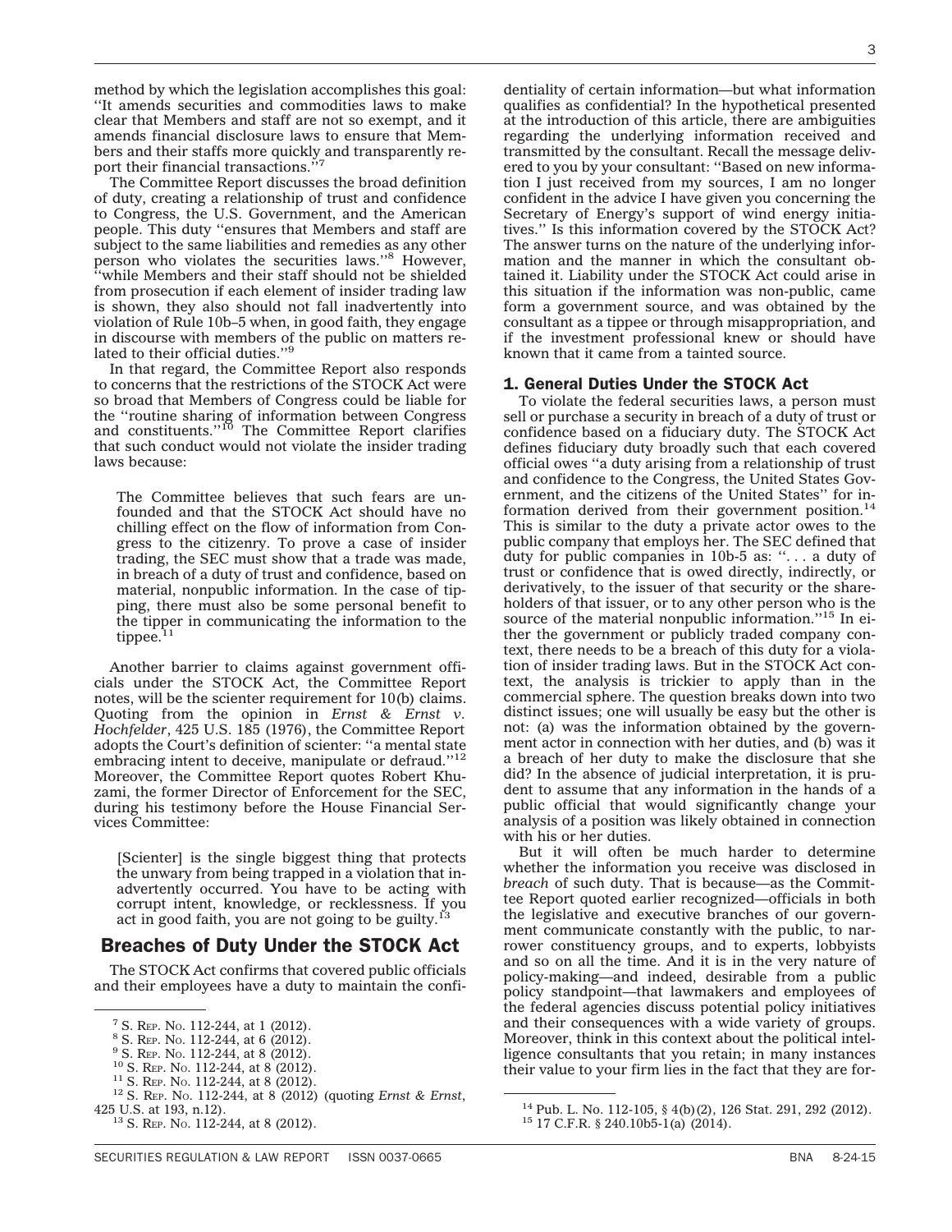method by which the legislation accomplishes this goal: ''It amends securities and commodities laws to make clear that Members and staff are not so exempt, and it amends financial disclosure laws to ensure that Members and their staffs more quickly and transparently report their financial transactions.''[7]

The Committee Report discusses the broad definition of duty, creating a relationship of trust and confidence to Congress, the U.S. Government, and the American people. This duty ''ensures that Members and staff are subject to the same liabilities and remedies as any other person who violates the securities laws.''[8] However, ''while Members and their staff should not be shielded from prosecution if each element of insider trading law is shown, they also should not fall inadvertently into violation of Rule 10b–5 when, in good faith, they engage in discourse with members of the public on matters related to their official duties.''[9]

In that regard, the Committee Report also responds to concerns that the restrictions of the STOCK Act were so broad that Members of Congress could be liable for the ''routine sharing of information between Congress and constituents.''[10] The Committee Report clarifies that such conduct would not violate the insider trading laws because:

> The Committee believes that such fears are unfounded and that the STOCK Act should have no chilling effect on the flow of information from Congress to the citizenry. To prove a case of insider trading, the SEC must show that a trade was made, in breach of a duty of trust and confidence, based on material, nonpublic information. In the case of tipping, there must also be some personal benefit to the tipper in communicating the information to the tippee.[11]

Another barrier to claims against government officials under the STOCK Act, the Committee Report notes, will be the scienter requirement for 10(b) claims. Quoting from the opinion in *Ernst & Ernst v. Hochfelder*, 425 U.S. 185 (1976), the Committee Report adopts the Court's definition of scienter: ''a mental state embracing intent to deceive, manipulate or defraud.''[12] Moreover, the Committee Report quotes Robert Khuzami, the former Director of Enforcement for the SEC, during his testimony before the House Financial Services Committee:

> [Scienter] is the single biggest thing that protects the unwary from being trapped in a violation that inadvertently occurred. You have to be acting with corrupt intent, knowledge, or recklessness. If you act in good faith, you are not going to be guilty.[13]

## Breaches of Duty Under the STOCK Act

The STOCK Act confirms that covered public officials and their employees have a duty to maintain the confidentiality of certain information—but what information qualifies as confidential? In the hypothetical presented at the introduction of this article, there are ambiguities regarding the underlying information received and transmitted by the consultant. Recall the message delivered to you by your consultant: ''Based on new information I just received from my sources, I am no longer confident in the advice I have given you concerning the Secretary of Energy's support of wind energy initiatives.'' Is this information covered by the STOCK Act? The answer turns on the nature of the underlying information and the manner in which the consultant obtained it. Liability under the STOCK Act could arise in this situation if the information was non-public, came form a government source, and was obtained by the consultant as a tippee or through misappropriation, and if the investment professional knew or should have known that it came from a tainted source.

### 1. General Duties Under the STOCK Act

To violate the federal securities laws, a person must sell or purchase a security in breach of a duty of trust or confidence based on a fiduciary duty. The STOCK Act defines fiduciary duty broadly such that each covered official owes ''a duty arising from a relationship of trust and confidence to the Congress, the United States Government, and the citizens of the United States'' for information derived from their government position.[14] This is similar to the duty a private actor owes to the public company that employs her. The SEC defined that duty for public companies in 10b-5 as: ''. . . a duty of trust or confidence that is owed directly, indirectly, or derivatively, to the issuer of that security or the shareholders of that issuer, or to any other person who is the source of the material nonpublic information.''[15] In either the government or publicly traded company context, there needs to be a breach of this duty for a violation of insider trading laws. But in the STOCK Act context, the analysis is trickier to apply than in the commercial sphere. The question breaks down into two distinct issues; one will usually be easy but the other is not: (a) was the information obtained by the government actor in connection with her duties, and (b) was it a breach of her duty to make the disclosure that she did? In the absence of judicial interpretation, it is prudent to assume that any information in the hands of a public official that would significantly change your analysis of a position was likely obtained in connection with his or her duties.

But it will often be much harder to determine whether the information you receive was disclosed in *breach* of such duty. That is because—as the Committee Report quoted earlier recognized—officials in both the legislative and executive branches of our government communicate constantly with the public, to narrower constituency groups, and to experts, lobbyists and so on all the time. And it is in the very nature of policy-making—and indeed, desirable from a public policy standpoint—that lawmakers and employees of the federal agencies discuss potential policy initiatives and their consequences with a wide variety of groups. Moreover, think in this context about the political intelligence consultants that you retain; in many instances their value to your firm lies in the fact that they are for-

---

[7] S. Rep. No. 112-244, at 1 (2012).

[8] S. Rep. No. 112-244, at 6 (2012).

[9] S. Rep. No. 112-244, at 8 (2012).

[10] S. Rep. No. 112-244, at 8 (2012).

[11] S. Rep. No. 112-244, at 8 (2012).

[12] S. Rep. No. 112-244, at 8 (2012) (quoting *Ernst & Ernst*, 425 U.S. at 193, n.12).

[13] S. Rep. No. 112-244, at 8 (2012).

[14] Pub. L. No. 112-105, § 4(b)(2), 126 Stat. 291, 292 (2012).

[15] 17 C.F.R. § 240.10b5-1(a) (2014).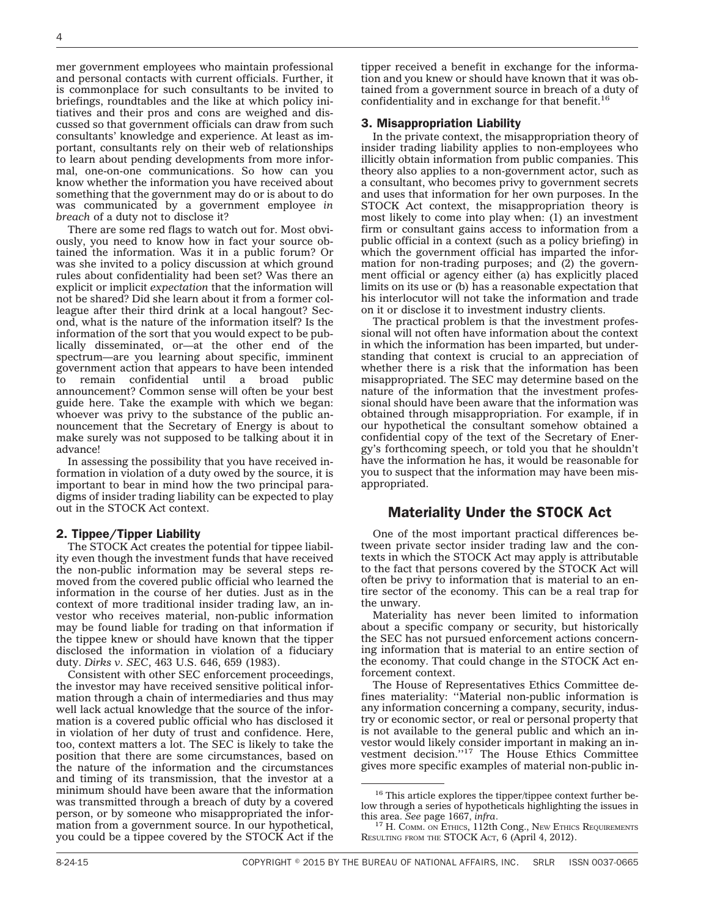mer government employees who maintain professional and personal contacts with current officials. Further, it is commonplace for such consultants to be invited to briefings, roundtables and the like at which policy initiatives and their pros and cons are weighed and discussed so that government officials can draw from such consultants' knowledge and experience. At least as important, consultants rely on their web of relationships to learn about pending developments from more informal, one-on-one communications. So how can you know whether the information you have received about something that the government may do or is about to do was communicated by a government employee *in breach* of a duty not to disclose it?

There are some red flags to watch out for. Most obviously, you need to know how in fact your source obtained the information. Was it in a public forum? Or was she invited to a policy discussion at which ground rules about confidentiality had been set? Was there an explicit or implicit *expectation* that the information will not be shared? Did she learn about it from a former colleague after their third drink at a local hangout? Second, what is the nature of the information itself? Is the information of the sort that you would expect to be publically disseminated, or—at the other end of the spectrum—are you learning about specific, imminent government action that appears to have been intended to remain confidential until a broad public announcement? Common sense will often be your best guide here. Take the example with which we began: whoever was privy to the substance of the public announcement that the Secretary of Energy is about to make surely was not supposed to be talking about it in advance!

In assessing the possibility that you have received information in violation of a duty owed by the source, it is important to bear in mind how the two principal paradigms of insider trading liability can be expected to play out in the STOCK Act context.

### 2. Tippee/Tipper Liability

The STOCK Act creates the potential for tippee liability even though the investment funds that have received the non-public information may be several steps removed from the covered public official who learned the information in the course of her duties. Just as in the context of more traditional insider trading law, an investor who receives material, non-public information may be found liable for trading on that information if the tippee knew or should have known that the tipper disclosed the information in violation of a fiduciary duty. *Dirks v. SEC*, 463 U.S. 646, 659 (1983).

Consistent with other SEC enforcement proceedings, the investor may have received sensitive political information through a chain of intermediaries and thus may well lack actual knowledge that the source of the information is a covered public official who has disclosed it in violation of her duty of trust and confidence. Here, too, context matters a lot. The SEC is likely to take the position that there are some circumstances, based on the nature of the information and the circumstances and timing of its transmission, that the investor at a minimum should have been aware that the information was transmitted through a breach of duty by a covered person, or by someone who misappropriated the information from a government source. In our hypothetical, you could be a tippee covered by the STOCK Act if the tipper received a benefit in exchange for the information and you knew or should have known that it was obtained from a government source in breach of a duty of confidentiality and in exchange for that benefit.[16]

### 3. Misappropriation Liability

In the private context, the misappropriation theory of insider trading liability applies to non-employees who illicitly obtain information from public companies. This theory also applies to a non-government actor, such as a consultant, who becomes privy to government secrets and uses that information for her own purposes. In the STOCK Act context, the misappropriation theory is most likely to come into play when: (1) an investment firm or consultant gains access to information from a public official in a context (such as a policy briefing) in which the government official has imparted the information for non-trading purposes; and (2) the government official or agency either (a) has explicitly placed limits on its use or (b) has a reasonable expectation that his interlocutor will not take the information and trade on it or disclose it to investment industry clients.

The practical problem is that the investment professional will not often have information about the context in which the information has been imparted, but understanding that context is crucial to an appreciation of whether there is a risk that the information has been misappropriated. The SEC may determine based on the nature of the information that the investment professional should have been aware that the information was obtained through misappropriation. For example, if in our hypothetical the consultant somehow obtained a confidential copy of the text of the Secretary of Energy's forthcoming speech, or told you that he shouldn't have the information he has, it would be reasonable for you to suspect that the information may have been misappropriated.

## Materiality Under the STOCK Act

One of the most important practical differences between private sector insider trading law and the contexts in which the STOCK Act may apply is attributable to the fact that persons covered by the STOCK Act will often be privy to information that is material to an entire sector of the economy. This can be a real trap for the unwary.

Materiality has never been limited to information about a specific company or security, but historically the SEC has not pursued enforcement actions concerning information that is material to an entire section of the economy. That could change in the STOCK Act enforcement context.

The House of Representatives Ethics Committee defines materiality: "Material non-public information is any information concerning a company, security, industry or economic sector, or real or personal property that is not available to the general public and which an investor would likely consider important in making an investment decision."[17] The House Ethics Committee gives more specific examples of material non-public in-

---

[16] This article explores the tipper/tippee context further below through a series of hypotheticals highlighting the issues in this area. *See* page 1667, *infra*.

[17] H. Comm. on Ethics, 112th Cong., New Ethics Requirements Resulting from the STOCK Act, 6 (April 4, 2012).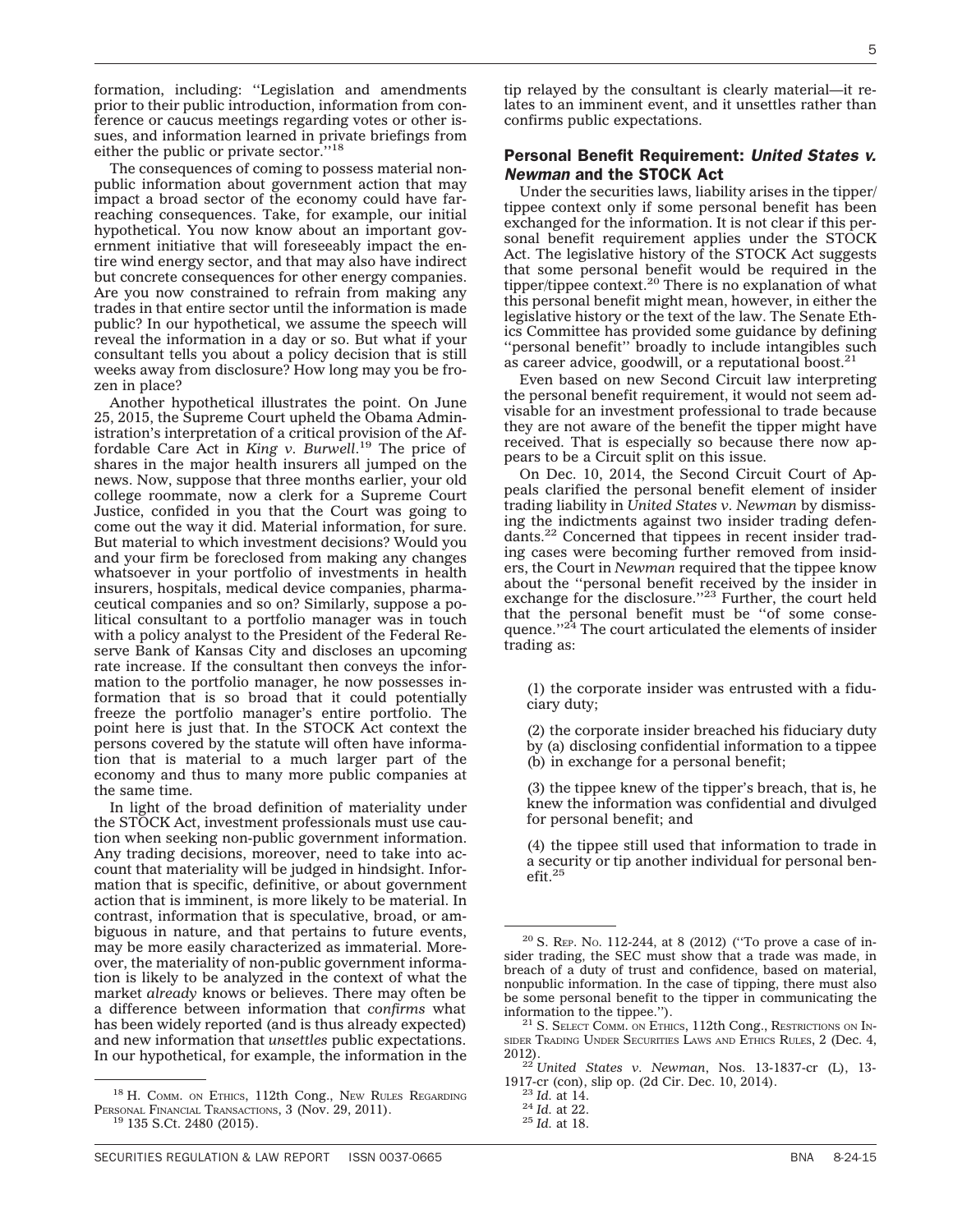formation, including: ''Legislation and amendments prior to their public introduction, information from conference or caucus meetings regarding votes or other issues, and information learned in private briefings from either the public or private sector.''[18]

The consequences of coming to possess material nonpublic information about government action that may impact a broad sector of the economy could have far-reaching consequences. Take, for example, our initial hypothetical. You now know about an important government initiative that will foreseeably impact the entire wind energy sector, and that may also have indirect but concrete consequences for other energy companies. Are you now constrained to refrain from making any trades in that entire sector until the information is made public? In our hypothetical, we assume the speech will reveal the information in a day or so. But what if your consultant tells you about a policy decision that is still weeks away from disclosure? How long may you be frozen in place?

Another hypothetical illustrates the point. On June 25, 2015, the Supreme Court upheld the Obama Administration's interpretation of a critical provision of the Affordable Care Act in *King v. Burwell*.[19] The price of shares in the major health insurers all jumped on the news. Now, suppose that three months earlier, your old college roommate, now a clerk for a Supreme Court Justice, confided in you that the Court was going to come out the way it did. Material information, for sure. But material to which investment decisions? Would you and your firm be foreclosed from making any changes whatsoever in your portfolio of investments in health insurers, hospitals, medical device companies, pharmaceutical companies and so on? Similarly, suppose a political consultant to a portfolio manager was in touch with a policy analyst to the President of the Federal Reserve Bank of Kansas City and discloses an upcoming rate increase. If the consultant then conveys the information to the portfolio manager, he now possesses information that is so broad that it could potentially freeze the portfolio manager's entire portfolio. The point here is just that. In the STOCK Act context the persons covered by the statute will often have information that is material to a much larger part of the economy and thus to many more public companies at the same time.

In light of the broad definition of materiality under the STOCK Act, investment professionals must use caution when seeking non-public government information. Any trading decisions, moreover, need to take into account that materiality will be judged in hindsight. Information that is specific, definitive, or about government action that is imminent, is more likely to be material. In contrast, information that is speculative, broad, or ambiguous in nature, and that pertains to future events, may be more easily characterized as immaterial. Moreover, the materiality of non-public government information is likely to be analyzed in the context of what the market *already* knows or believes. There may often be a difference between information that *confirms* what has been widely reported (and is thus already expected) and new information that *unsettles* public expectations. In our hypothetical, for example, the information in the tip relayed by the consultant is clearly material—it relates to an imminent event, and it unsettles rather than confirms public expectations.

## Personal Benefit Requirement: *United States v. Newman* and the STOCK Act

Under the securities laws, liability arises in the tipper/tippee context only if some personal benefit has been exchanged for the information. It is not clear if this personal benefit requirement applies under the STOCK Act. The legislative history of the STOCK Act suggests that some personal benefit would be required in the tipper/tippee context.[20] There is no explanation of what this personal benefit might mean, however, in either the legislative history or the text of the law. The Senate Ethics Committee has provided some guidance by defining ''personal benefit'' broadly to include intangibles such as career advice, goodwill, or a reputational boost.[21]

Even based on new Second Circuit law interpreting the personal benefit requirement, it would not seem advisable for an investment professional to trade because they are not aware of the benefit the tipper might have received. That is especially so because there now appears to be a Circuit split on this issue.

On Dec. 10, 2014, the Second Circuit Court of Appeals clarified the personal benefit element of insider trading liability in *United States v. Newman* by dismissing the indictments against two insider trading defendants.[22] Concerned that tippees in recent insider trading cases were becoming further removed from insiders, the Court in *Newman* required that the tippee know about the ''personal benefit received by the insider in exchange for the disclosure.''[23] Further, the court held that the personal benefit must be ''of some consequence.''[24] The court articulated the elements of insider trading as:

> (1) the corporate insider was entrusted with a fiduciary duty;
>
> (2) the corporate insider breached his fiduciary duty by (a) disclosing confidential information to a tippee (b) in exchange for a personal benefit;
>
> (3) the tippee knew of the tipper's breach, that is, he knew the information was confidential and divulged for personal benefit; and
>
> (4) the tippee still used that information to trade in a security or tip another individual for personal benefit.[25]

---

[18] H. Comm. on Ethics, 112th Cong., New Rules Regarding Personal Financial Transactions, 3 (Nov. 29, 2011).

[19] 135 S.Ct. 2480 (2015).

[20] S. Rep. No. 112-244, at 8 (2012) (''To prove a case of insider trading, the SEC must show that a trade was made, in breach of a duty of trust and confidence, based on material, nonpublic information. In the case of tipping, there must also be some personal benefit to the tipper in communicating the information to the tippee.'').

[21] S. Select Comm. on Ethics, 112th Cong., Restrictions on Insider Trading Under Securities Laws and Ethics Rules, 2 (Dec. 4, 2012).

[22] *United States v. Newman*, Nos. 13-1837-cr (L), 13-1917-cr (con), slip op. (2d Cir. Dec. 10, 2014).

[23] *Id.* at 14.

[24] *Id.* at 22.

[25] *Id.* at 18.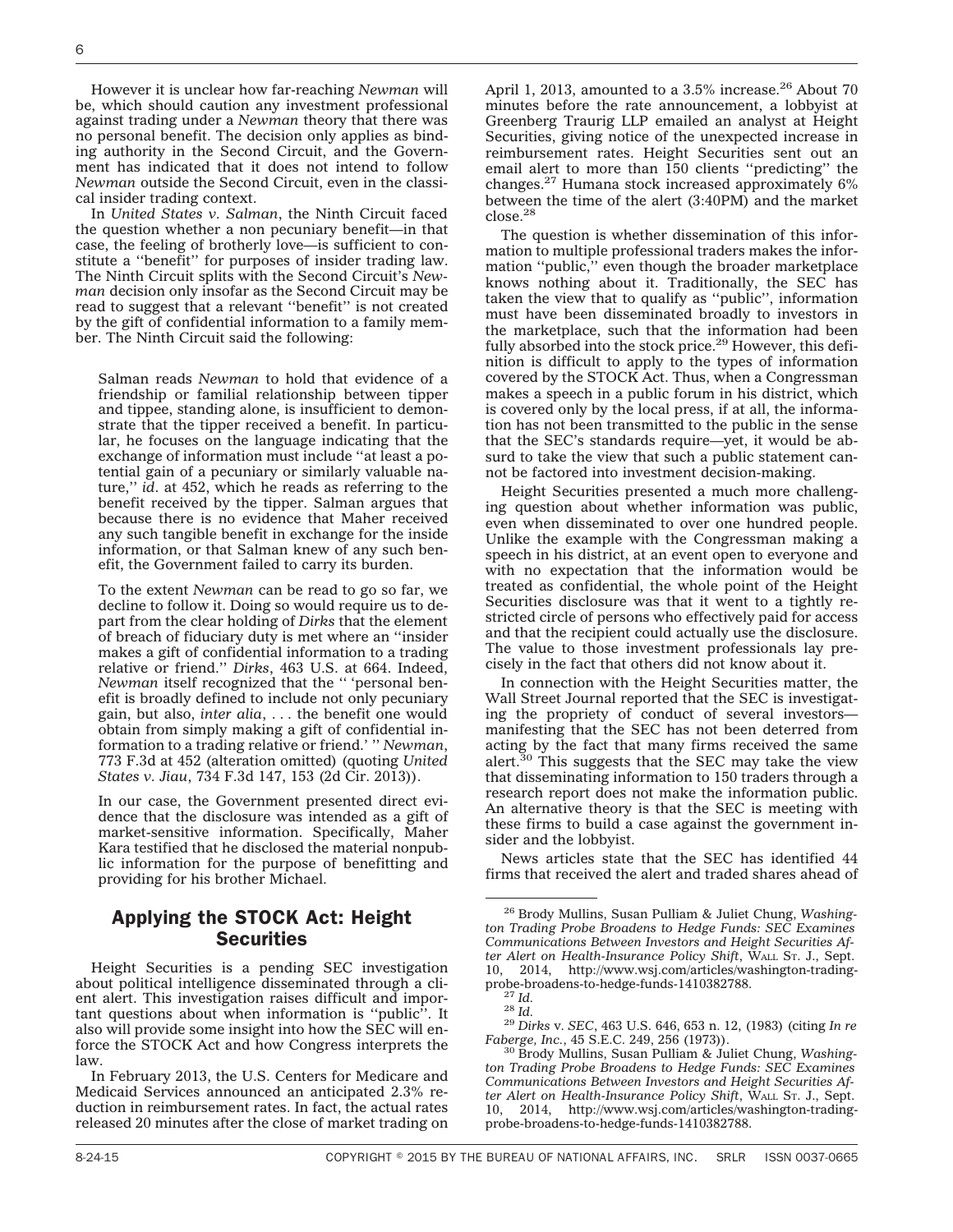However it is unclear how far-reaching *Newman* will be, which should caution any investment professional against trading under a *Newman* theory that there was no personal benefit. The decision only applies as binding authority in the Second Circuit, and the Government has indicated that it does not intend to follow *Newman* outside the Second Circuit, even in the classical insider trading context.

In *United States v. Salman*, the Ninth Circuit faced the question whether a non pecuniary benefit—in that case, the feeling of brotherly love—is sufficient to constitute a ''benefit'' for purposes of insider trading law. The Ninth Circuit splits with the Second Circuit's *Newman* decision only insofar as the Second Circuit may be read to suggest that a relevant ''benefit'' is not created by the gift of confidential information to a family member. The Ninth Circuit said the following:

> Salman reads *Newman* to hold that evidence of a friendship or familial relationship between tipper and tippee, standing alone, is insufficient to demonstrate that the tipper received a benefit. In particular, he focuses on the language indicating that the exchange of information must include ''at least a potential gain of a pecuniary or similarly valuable nature,'' *id*. at 452, which he reads as referring to the benefit received by the tipper. Salman argues that because there is no evidence that Maher received any such tangible benefit in exchange for the inside information, or that Salman knew of any such benefit, the Government failed to carry its burden.
>
> To the extent *Newman* can be read to go so far, we decline to follow it. Doing so would require us to depart from the clear holding of *Dirks* that the element of breach of fiduciary duty is met where an ''insider makes a gift of confidential information to a trading relative or friend.'' *Dirks*, 463 U.S. at 664. Indeed, *Newman* itself recognized that the '' 'personal benefit is broadly defined to include not only pecuniary gain, but also, *inter alia*, . . . the benefit one would obtain from simply making a gift of confidential information to a trading relative or friend.' '' *Newman*, 773 F.3d at 452 (alteration omitted) (quoting *United States v. Jiau*, 734 F.3d 147, 153 (2d Cir. 2013)).
>
> In our case, the Government presented direct evidence that the disclosure was intended as a gift of market-sensitive information. Specifically, Maher Kara testified that he disclosed the material nonpublic information for the purpose of benefitting and providing for his brother Michael.

## Applying the STOCK Act: Height Securities

Height Securities is a pending SEC investigation about political intelligence disseminated through a client alert. This investigation raises difficult and important questions about when information is ''public''. It also will provide some insight into how the SEC will enforce the STOCK Act and how Congress interprets the law.

In February 2013, the U.S. Centers for Medicare and Medicaid Services announced an anticipated 2.3% reduction in reimbursement rates. In fact, the actual rates released 20 minutes after the close of market trading on April 1, 2013, amounted to a 3.5% increase.[26] About 70 minutes before the rate announcement, a lobbyist at Greenberg Traurig LLP emailed an analyst at Height Securities, giving notice of the unexpected increase in reimbursement rates. Height Securities sent out an email alert to more than 150 clients ''predicting'' the changes.[27] Humana stock increased approximately 6% between the time of the alert (3:40PM) and the market close.[28]

The question is whether dissemination of this information to multiple professional traders makes the information ''public,'' even though the broader marketplace knows nothing about it. Traditionally, the SEC has taken the view that to qualify as ''public'', information must have been disseminated broadly to investors in the marketplace, such that the information had been fully absorbed into the stock price.[29] However, this definition is difficult to apply to the types of information covered by the STOCK Act. Thus, when a Congressman makes a speech in a public forum in his district, which is covered only by the local press, if at all, the information has not been transmitted to the public in the sense that the SEC's standards require—yet, it would be absurd to take the view that such a public statement cannot be factored into investment decision-making.

Height Securities presented a much more challenging question about whether information was public, even when disseminated to over one hundred people. Unlike the example with the Congressman making a speech in his district, at an event open to everyone and with no expectation that the information would be treated as confidential, the whole point of the Height Securities disclosure was that it went to a tightly restricted circle of persons who effectively paid for access and that the recipient could actually use the disclosure. The value to those investment professionals lay precisely in the fact that others did not know about it.

In connection with the Height Securities matter, the Wall Street Journal reported that the SEC is investigating the propriety of conduct of several investors—manifesting that the SEC has not been deterred from acting by the fact that many firms received the same alert.[30] This suggests that the SEC may take the view that disseminating information to 150 traders through a research report does not make the information public. An alternative theory is that the SEC is meeting with these firms to build a case against the government insider and the lobbyist.

News articles state that the SEC has identified 44 firms that received the alert and traded shares ahead of

---

[26] Brody Mullins, Susan Pulliam & Juliet Chung, *Washington Trading Probe Broadens to Hedge Funds: SEC Examines Communications Between Investors and Height Securities After Alert on Health-Insurance Policy Shift*, WALL ST. J., Sept. 10, 2014, http://www.wsj.com/articles/washington-trading-probe-broadens-to-hedge-funds-1410382788.

[27] *Id.*

[28] *Id.*

[29] *Dirks* v. *SEC*, 463 U.S. 646, 653 n. 12, (1983) (citing *In re Faberge, Inc.*, 45 S.E.C. 249, 256 (1973)).

[30] Brody Mullins, Susan Pulliam & Juliet Chung, *Washington Trading Probe Broadens to Hedge Funds: SEC Examines Communications Between Investors and Height Securities After Alert on Health-Insurance Policy Shift*, WALL ST. J., Sept. 10, 2014, http://www.wsj.com/articles/washington-trading-probe-broadens-to-hedge-funds-1410382788.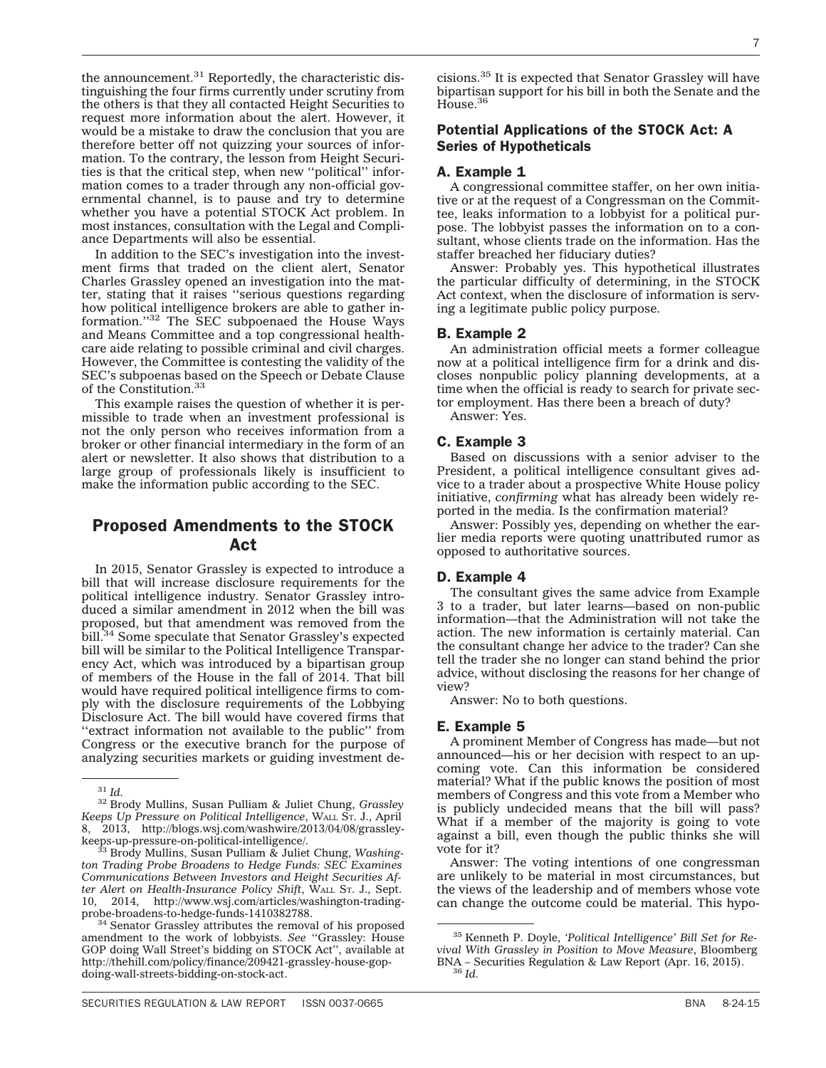the announcement.[31] Reportedly, the characteristic distinguishing the four firms currently under scrutiny from the others is that they all contacted Height Securities to request more information about the alert. However, it would be a mistake to draw the conclusion that you are therefore better off not quizzing your sources of information. To the contrary, the lesson from Height Securities is that the critical step, when new ''political'' information comes to a trader through any non-official governmental channel, is to pause and try to determine whether you have a potential STOCK Act problem. In most instances, consultation with the Legal and Compliance Departments will also be essential.

In addition to the SEC's investigation into the investment firms that traded on the client alert, Senator Charles Grassley opened an investigation into the matter, stating that it raises ''serious questions regarding how political intelligence brokers are able to gather information.''[32] The SEC subpoenaed the House Ways and Means Committee and a top congressional healthcare aide relating to possible criminal and civil charges. However, the Committee is contesting the validity of the SEC's subpoenas based on the Speech or Debate Clause of the Constitution.[33]

This example raises the question of whether it is permissible to trade when an investment professional is not the only person who receives information from a broker or other financial intermediary in the form of an alert or newsletter. It also shows that distribution to a large group of professionals likely is insufficient to make the information public according to the SEC.

## Proposed Amendments to the STOCK Act

In 2015, Senator Grassley is expected to introduce a bill that will increase disclosure requirements for the political intelligence industry. Senator Grassley introduced a similar amendment in 2012 when the bill was proposed, but that amendment was removed from the bill.[34] Some speculate that Senator Grassley's expected bill will be similar to the Political Intelligence Transparency Act, which was introduced by a bipartisan group of members of the House in the fall of 2014. That bill would have required political intelligence firms to comply with the disclosure requirements of the Lobbying Disclosure Act. The bill would have covered firms that ''extract information not available to the public'' from Congress or the executive branch for the purpose of analyzing securities markets or guiding investment decisions.[35] It is expected that Senator Grassley will have bipartisan support for his bill in both the Senate and the House.[36]

### Potential Applications of the STOCK Act: A Series of Hypotheticals

#### A. Example 1

A congressional committee staffer, on her own initiative or at the request of a Congressman on the Committee, leaks information to a lobbyist for a political purpose. The lobbyist passes the information on to a consultant, whose clients trade on the information. Has the staffer breached her fiduciary duties?

Answer: Probably yes. This hypothetical illustrates the particular difficulty of determining, in the STOCK Act context, when the disclosure of information is serving a legitimate public policy purpose.

#### B. Example 2

An administration official meets a former colleague now at a political intelligence firm for a drink and discloses nonpublic policy planning developments, at a time when the official is ready to search for private sector employment. Has there been a breach of duty?

Answer: Yes.

#### C. Example 3

Based on discussions with a senior adviser to the President, a political intelligence consultant gives advice to a trader about a prospective White House policy initiative, *confirming* what has already been widely reported in the media. Is the confirmation material?

Answer: Possibly yes, depending on whether the earlier media reports were quoting unattributed rumor as opposed to authoritative sources.

#### D. Example 4

The consultant gives the same advice from Example 3 to a trader, but later learns—based on non-public information—that the Administration will not take the action. The new information is certainly material. Can the consultant change her advice to the trader? Can she tell the trader she no longer can stand behind the prior advice, without disclosing the reasons for her change of view?

Answer: No to both questions.

#### E. Example 5

A prominent Member of Congress has made—but not announced—his or her decision with respect to an upcoming vote. Can this information be considered material? What if the public knows the position of most members of Congress and this vote from a Member who is publicly undecided means that the bill will pass? What if a member of the majority is going to vote against a bill, even though the public thinks she will vote for it?

Answer: The voting intentions of one congressman are unlikely to be material in most circumstances, but the views of the leadership and of members whose vote can change the outcome could be material. This hypo-

---

[31] *Id.*

[32] Brody Mullins, Susan Pulliam & Juliet Chung, *Grassley Keeps Up Pressure on Political Intelligence*, WALL ST. J., April 8, 2013, http://blogs.wsj.com/washwire/2013/04/08/grassley-keeps-up-pressure-on-political-intelligence/.

[33] Brody Mullins, Susan Pulliam & Juliet Chung, *Washington Trading Probe Broadens to Hedge Funds: SEC Examines Communications Between Investors and Height Securities After Alert on Health-Insurance Policy Shift*, WALL ST. J., Sept. 10, 2014, http://www.wsj.com/articles/washington-trading-probe-broadens-to-hedge-funds-1410382788.

[34] Senator Grassley attributes the removal of his proposed amendment to the work of lobbyists. *See* ''Grassley: House GOP doing Wall Street's bidding on STOCK Act'', available at http://thehill.com/policy/finance/209421-grassley-house-gop-doing-wall-streets-bidding-on-stock-act.

[35] Kenneth P. Doyle, *'Political Intelligence' Bill Set for Revival With Grassley in Position to Move Measure*, Bloomberg BNA – Securities Regulation & Law Report (Apr. 16, 2015).

[36] *Id.*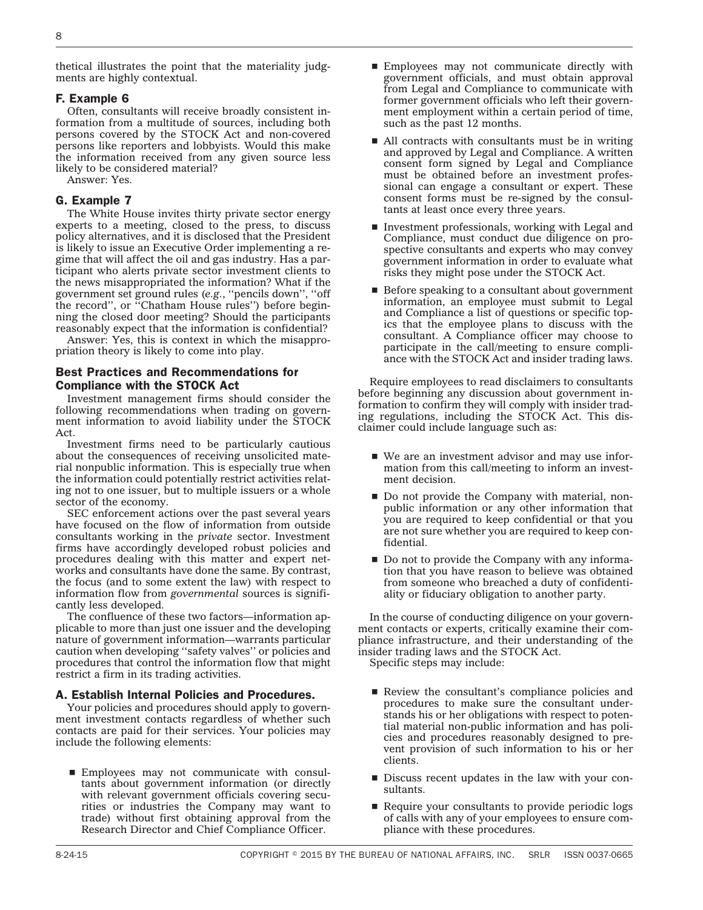thetical illustrates the point that the materiality judgments are highly contextual.

### F. Example 6

Often, consultants will receive broadly consistent information from a multitude of sources, including both persons covered by the STOCK Act and non-covered persons like reporters and lobbyists. Would this make the information received from any given source less likely to be considered material?

Answer: Yes.

### G. Example 7

The White House invites thirty private sector energy experts to a meeting, closed to the press, to discuss policy alternatives, and it is disclosed that the President is likely to issue an Executive Order implementing a regime that will affect the oil and gas industry. Has a participant who alerts private sector investment clients to the news misappropriated the information? What if the government set ground rules (*e.g.*, ''pencils down'', ''off the record'', or ''Chatham House rules'') before beginning the closed door meeting? Should the participants reasonably expect that the information is confidential?

Answer: Yes, this is context in which the misappropriation theory is likely to come into play.

## Best Practices and Recommendations for Compliance with the STOCK Act

Investment management firms should consider the following recommendations when trading on government information to avoid liability under the STOCK Act.

Investment firms need to be particularly cautious about the consequences of receiving unsolicited material nonpublic information. This is especially true when the information could potentially restrict activities relating not to one issuer, but to multiple issuers or a whole sector of the economy.

SEC enforcement actions over the past several years have focused on the flow of information from outside consultants working in the *private* sector. Investment firms have accordingly developed robust policies and procedures dealing with this matter and expert networks and consultants have done the same. By contrast, the focus (and to some extent the law) with respect to information flow from *governmental* sources is significantly less developed.

The confluence of these two factors—information applicable to more than just one issuer and the developing nature of government information—warrants particular caution when developing ''safety valves'' or policies and procedures that control the information flow that might restrict a firm in its trading activities.

### A. Establish Internal Policies and Procedures.

Your policies and procedures should apply to government investment contacts regardless of whether such contacts are paid for their services. Your policies may include the following elements:

- Employees may not communicate with consultants about government information (or directly with relevant government officials covering securities or industries the Company may want to trade) without first obtaining approval from the Research Director and Chief Compliance Officer.
- Employees may not communicate directly with government officials, and must obtain approval from Legal and Compliance to communicate with former government officials who left their government employment within a certain period of time, such as the past 12 months.
- All contracts with consultants must be in writing and approved by Legal and Compliance. A written consent form signed by Legal and Compliance must be obtained before an investment professional can engage a consultant or expert. These consent forms must be re-signed by the consultants at least once every three years.
- Investment professionals, working with Legal and Compliance, must conduct due diligence on prospective consultants and experts who may convey government information in order to evaluate what risks they might pose under the STOCK Act.
- Before speaking to a consultant about government information, an employee must submit to Legal and Compliance a list of questions or specific topics that the employee plans to discuss with the consultant. A Compliance officer may choose to participate in the call/meeting to ensure compliance with the STOCK Act and insider trading laws.

Require employees to read disclaimers to consultants before beginning any discussion about government information to confirm they will comply with insider trading regulations, including the STOCK Act. This disclaimer could include language such as:

- We are an investment advisor and may use information from this call/meeting to inform an investment decision.
- Do not provide the Company with material, nonpublic information or any other information that you are required to keep confidential or that you are not sure whether you are required to keep confidential.
- Do not to provide the Company with any information that you have reason to believe was obtained from someone who breached a duty of confidentiality or fiduciary obligation to another party.

In the course of conducting diligence on your government contacts or experts, critically examine their compliance infrastructure, and their understanding of the insider trading laws and the STOCK Act.

Specific steps may include:

- Review the consultant's compliance policies and procedures to make sure the consultant understands his or her obligations with respect to potential material non-public information and has policies and procedures reasonably designed to prevent provision of such information to his or her clients.
- Discuss recent updates in the law with your consultants.
- Require your consultants to provide periodic logs of calls with any of your employees to ensure compliance with these procedures.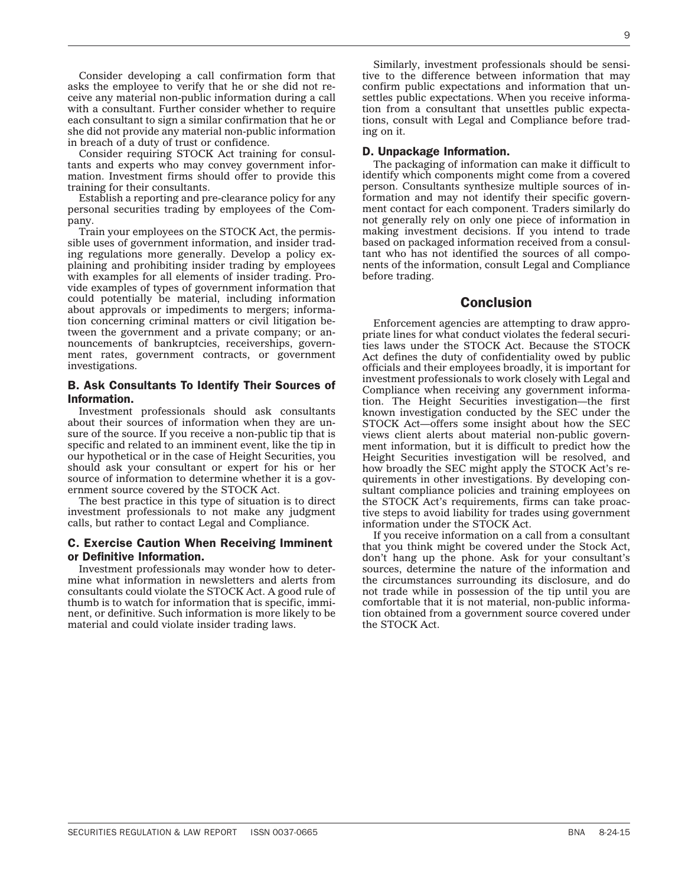Consider developing a call confirmation form that asks the employee to verify that he or she did not receive any material non-public information during a call with a consultant. Further consider whether to require each consultant to sign a similar confirmation that he or she did not provide any material non-public information in breach of a duty of trust or confidence.

Consider requiring STOCK Act training for consultants and experts who may convey government information. Investment firms should offer to provide this training for their consultants.

Establish a reporting and pre-clearance policy for any personal securities trading by employees of the Company.

Train your employees on the STOCK Act, the permissible uses of government information, and insider trading regulations more generally. Develop a policy explaining and prohibiting insider trading by employees with examples for all elements of insider trading. Provide examples of types of government information that could potentially be material, including information about approvals or impediments to mergers; information concerning criminal matters or civil litigation between the government and a private company; or announcements of bankruptcies, receiverships, government rates, government contracts, or government investigations.

### B. Ask Consultants To Identify Their Sources of Information.

Investment professionals should ask consultants about their sources of information when they are unsure of the source. If you receive a non-public tip that is specific and related to an imminent event, like the tip in our hypothetical or in the case of Height Securities, you should ask your consultant or expert for his or her source of information to determine whether it is a government source covered by the STOCK Act.

The best practice in this type of situation is to direct investment professionals to not make any judgment calls, but rather to contact Legal and Compliance.

### C. Exercise Caution When Receiving Imminent or Definitive Information.

Investment professionals may wonder how to determine what information in newsletters and alerts from consultants could violate the STOCK Act. A good rule of thumb is to watch for information that is specific, imminent, or definitive. Such information is more likely to be material and could violate insider trading laws.

Similarly, investment professionals should be sensitive to the difference between information that may confirm public expectations and information that unsettles public expectations. When you receive information from a consultant that unsettles public expectations, consult with Legal and Compliance before trading on it.

### D. Unpackage Information.

The packaging of information can make it difficult to identify which components might come from a covered person. Consultants synthesize multiple sources of information and may not identify their specific government contact for each component. Traders similarly do not generally rely on only one piece of information in making investment decisions. If you intend to trade based on packaged information received from a consultant who has not identified the sources of all components of the information, consult Legal and Compliance before trading.

## Conclusion

Enforcement agencies are attempting to draw appropriate lines for what conduct violates the federal securities laws under the STOCK Act. Because the STOCK Act defines the duty of confidentiality owed by public officials and their employees broadly, it is important for investment professionals to work closely with Legal and Compliance when receiving any government information. The Height Securities investigation—the first known investigation conducted by the SEC under the STOCK Act—offers some insight about how the SEC views client alerts about material non-public government information, but it is difficult to predict how the Height Securities investigation will be resolved, and how broadly the SEC might apply the STOCK Act's requirements in other investigations. By developing consultant compliance policies and training employees on the STOCK Act, firms can take proactive steps to avoid liability for trades using government information under the STOCK Act.

If you receive information on a call from a consultant that you think might be covered under the Stock Act, don't hang up the phone. Ask for your consultant's sources, determine the nature of the information and the circumstances surrounding its disclosure, and do not trade while in possession of the tip until you are comfortable that it is not material, non-public information obtained from a government source covered under the STOCK Act.